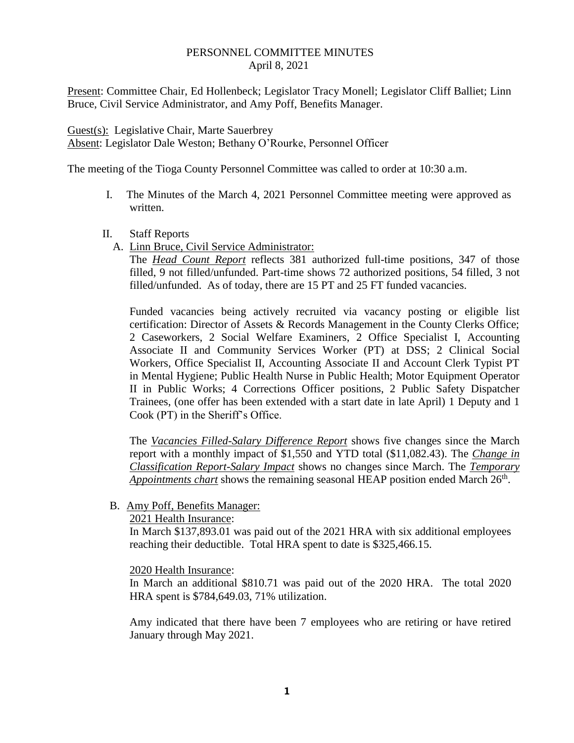# PERSONNEL COMMITTEE MINUTES
April 8, 2021

<u>Present</u>: Committee Chair, Ed Hollenbeck; Legislator Tracy Monell; Legislator Cliff Balliet; Linn Bruce, Civil Service Administrator, and Amy Poff, Benefits Manager.

<u>Guest(s):</u> Legislative Chair, Marte Sauerbrey
<u>Absent</u>: Legislator Dale Weston; Bethany O'Rourke, Personnel Officer

The meeting of the Tioga County Personnel Committee was called to order at 10:30 a.m.

I. The Minutes of the March 4, 2021 Personnel Committee meeting were approved as written.

II. Staff Reports

A. <u>Linn Bruce, Civil Service Administrator:</u>

The ***<u>Head Count Report</u>*** reflects 381 authorized full-time positions, 347 of those filled, 9 not filled/unfunded. Part-time shows 72 authorized positions, 54 filled, 3 not filled/unfunded. As of today, there are 15 PT and 25 FT funded vacancies.

Funded vacancies being actively recruited via vacancy posting or eligible list certification: Director of Assets & Records Management in the County Clerks Office; 2 Caseworkers, 2 Social Welfare Examiners, 2 Office Specialist I, Accounting Associate II and Community Services Worker (PT) at DSS; 2 Clinical Social Workers, Office Specialist II, Accounting Associate II and Account Clerk Typist PT in Mental Hygiene; Public Health Nurse in Public Health; Motor Equipment Operator II in Public Works; 4 Corrections Officer positions, 2 Public Safety Dispatcher Trainees, (one offer has been extended with a start date in late April) 1 Deputy and 1 Cook (PT) in the Sheriff's Office.

The ***<u>Vacancies Filled-Salary Difference Report</u>*** shows five changes since the March report with a monthly impact of $1,550 and YTD total ($11,082.43). The ***<u>Change in Classification Report-Salary Impact</u>*** shows no changes since March. The ***<u>Temporary Appointments chart</u>*** shows the remaining seasonal HEAP position ended March 26th.

B. <u>Amy Poff, Benefits Manager:</u>

<u>2021 Health Insurance</u>:
In March $137,893.01 was paid out of the 2021 HRA with six additional employees reaching their deductible. Total HRA spent to date is $325,466.15.

<u>2020 Health Insurance</u>:
In March an additional $810.71 was paid out of the 2020 HRA. The total 2020 HRA spent is $784,649.03, 71% utilization.

Amy indicated that there have been 7 employees who are retiring or have retired January through May 2021.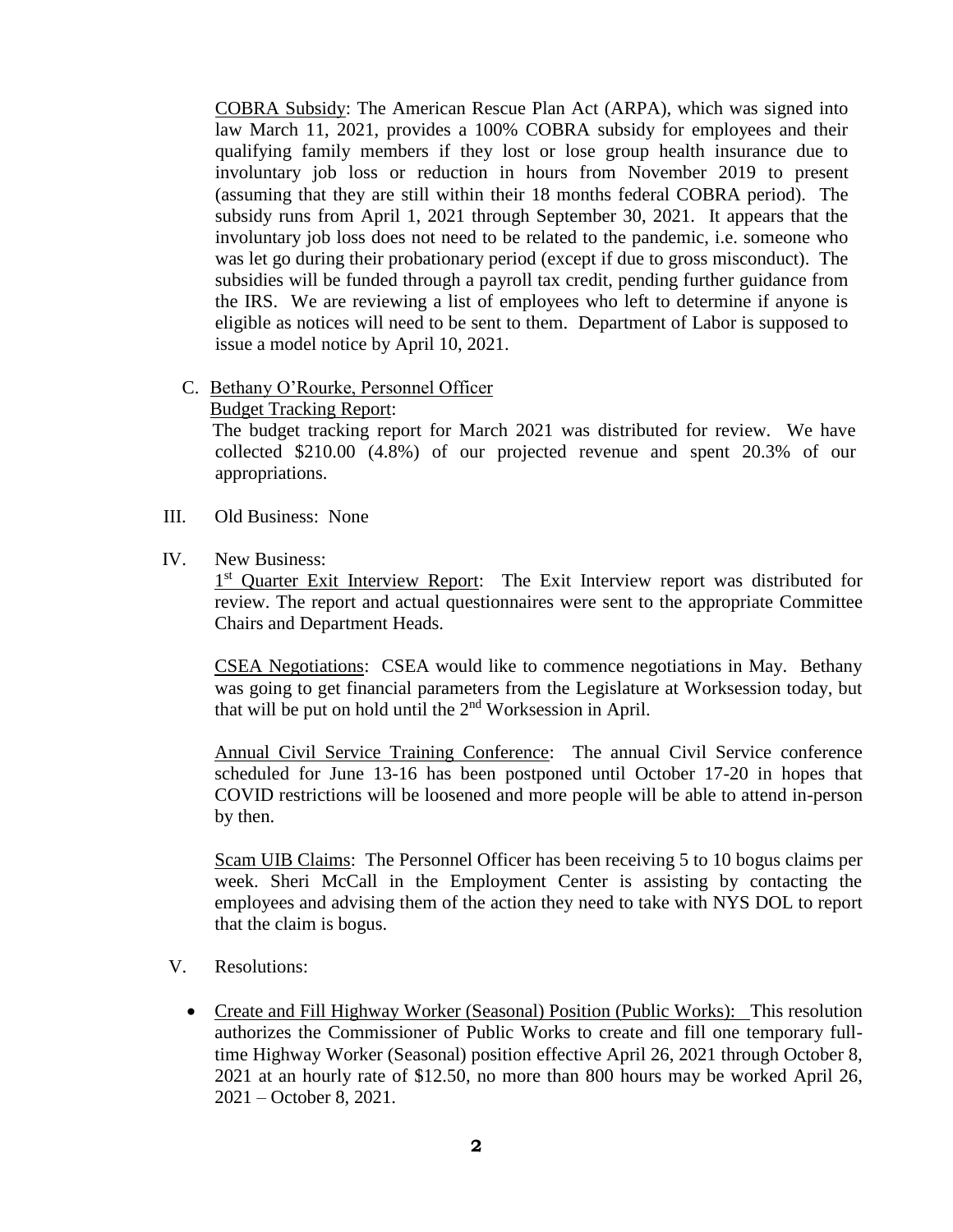COBRA Subsidy: The American Rescue Plan Act (ARPA), which was signed into law March 11, 2021, provides a 100% COBRA subsidy for employees and their qualifying family members if they lost or lose group health insurance due to involuntary job loss or reduction in hours from November 2019 to present (assuming that they are still within their 18 months federal COBRA period). The subsidy runs from April 1, 2021 through September 30, 2021. It appears that the involuntary job loss does not need to be related to the pandemic, i.e. someone who was let go during their probationary period (except if due to gross misconduct). The subsidies will be funded through a payroll tax credit, pending further guidance from the IRS. We are reviewing a list of employees who left to determine if anyone is eligible as notices will need to be sent to them. Department of Labor is supposed to issue a model notice by April 10, 2021.

C. Bethany O'Rourke, Personnel Officer

Budget Tracking Report:

The budget tracking report for March 2021 was distributed for review. We have collected $210.00 (4.8%) of our projected revenue and spent 20.3% of our appropriations.

III. Old Business: None

IV. New Business:

1st Quarter Exit Interview Report: The Exit Interview report was distributed for review. The report and actual questionnaires were sent to the appropriate Committee Chairs and Department Heads.

CSEA Negotiations: CSEA would like to commence negotiations in May. Bethany was going to get financial parameters from the Legislature at Worksession today, but that will be put on hold until the 2nd Worksession in April.

Annual Civil Service Training Conference: The annual Civil Service conference scheduled for June 13-16 has been postponed until October 17-20 in hopes that COVID restrictions will be loosened and more people will be able to attend in-person by then.

Scam UIB Claims: The Personnel Officer has been receiving 5 to 10 bogus claims per week. Sheri McCall in the Employment Center is assisting by contacting the employees and advising them of the action they need to take with NYS DOL to report that the claim is bogus.

V. Resolutions:

- Create and Fill Highway Worker (Seasonal) Position (Public Works): This resolution authorizes the Commissioner of Public Works to create and fill one temporary full-time Highway Worker (Seasonal) position effective April 26, 2021 through October 8, 2021 at an hourly rate of $12.50, no more than 800 hours may be worked April 26, 2021 – October 8, 2021.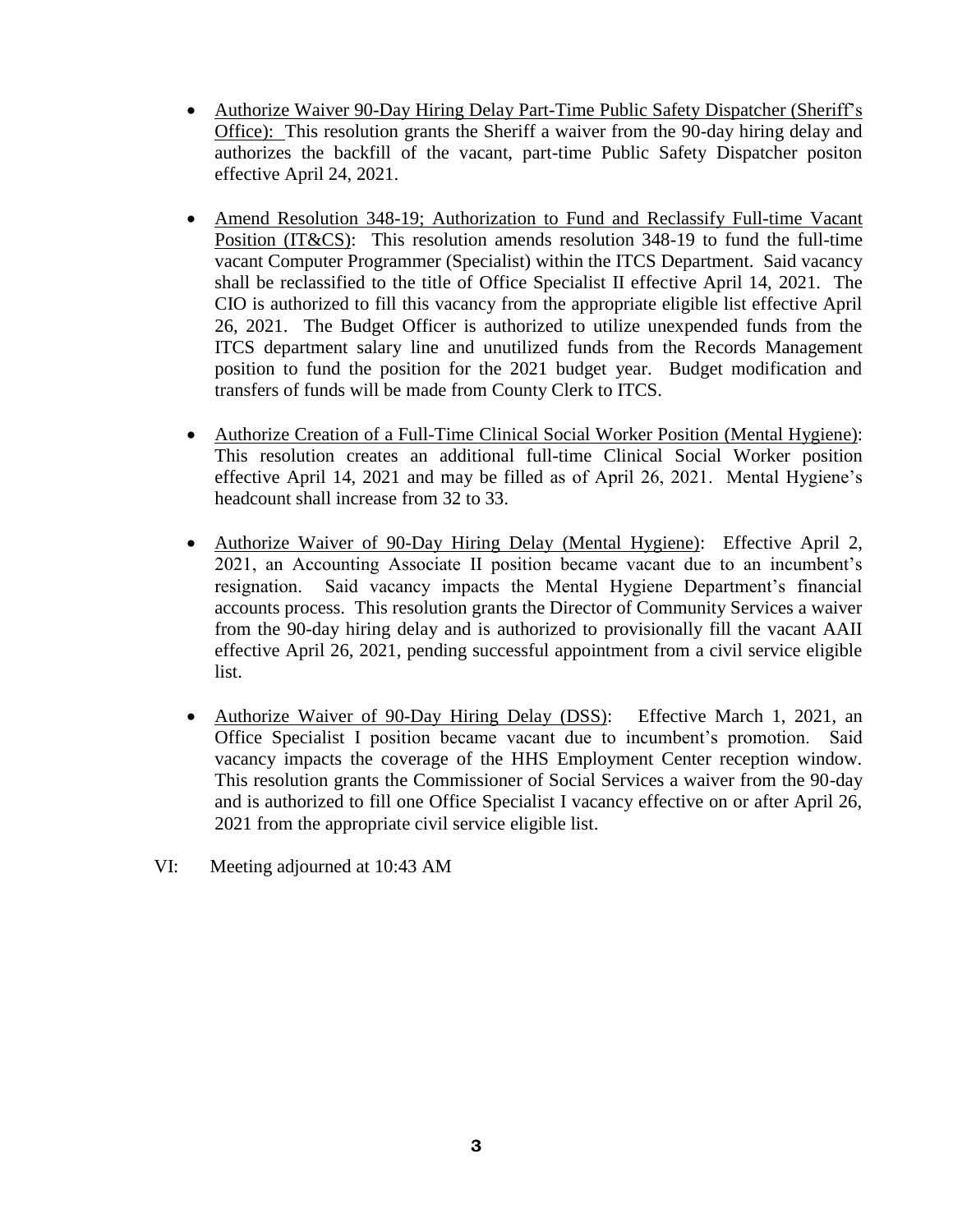- Authorize Waiver 90-Day Hiring Delay Part-Time Public Safety Dispatcher (Sheriff's Office): This resolution grants the Sheriff a waiver from the 90-day hiring delay and authorizes the backfill of the vacant, part-time Public Safety Dispatcher positon effective April 24, 2021.

- Amend Resolution 348-19; Authorization to Fund and Reclassify Full-time Vacant Position (IT&CS): This resolution amends resolution 348-19 to fund the full-time vacant Computer Programmer (Specialist) within the ITCS Department. Said vacancy shall be reclassified to the title of Office Specialist II effective April 14, 2021. The CIO is authorized to fill this vacancy from the appropriate eligible list effective April 26, 2021. The Budget Officer is authorized to utilize unexpended funds from the ITCS department salary line and unutilized funds from the Records Management position to fund the position for the 2021 budget year. Budget modification and transfers of funds will be made from County Clerk to ITCS.

- Authorize Creation of a Full-Time Clinical Social Worker Position (Mental Hygiene): This resolution creates an additional full-time Clinical Social Worker position effective April 14, 2021 and may be filled as of April 26, 2021. Mental Hygiene's headcount shall increase from 32 to 33.

- Authorize Waiver of 90-Day Hiring Delay (Mental Hygiene): Effective April 2, 2021, an Accounting Associate II position became vacant due to an incumbent's resignation. Said vacancy impacts the Mental Hygiene Department's financial accounts process. This resolution grants the Director of Community Services a waiver from the 90-day hiring delay and is authorized to provisionally fill the vacant AAII effective April 26, 2021, pending successful appointment from a civil service eligible list.

- Authorize Waiver of 90-Day Hiring Delay (DSS): Effective March 1, 2021, an Office Specialist I position became vacant due to incumbent's promotion. Said vacancy impacts the coverage of the HHS Employment Center reception window. This resolution grants the Commissioner of Social Services a waiver from the 90-day and is authorized to fill one Office Specialist I vacancy effective on or after April 26, 2021 from the appropriate civil service eligible list.

VI: Meeting adjourned at 10:43 AM